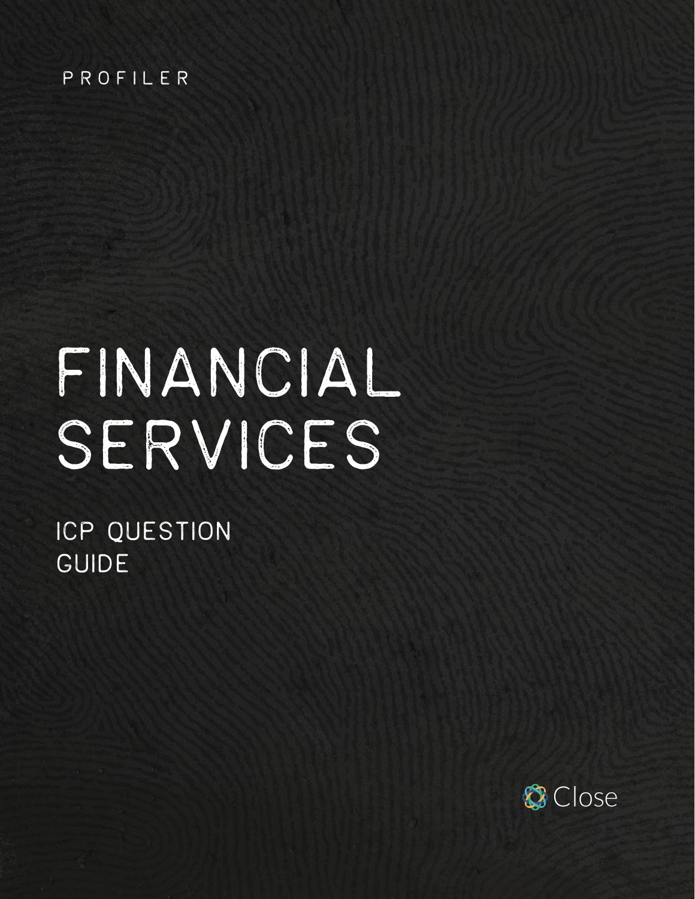PROFILER

# FINANCIAL SERVICES

## ICP QUESTION GUIDE

Close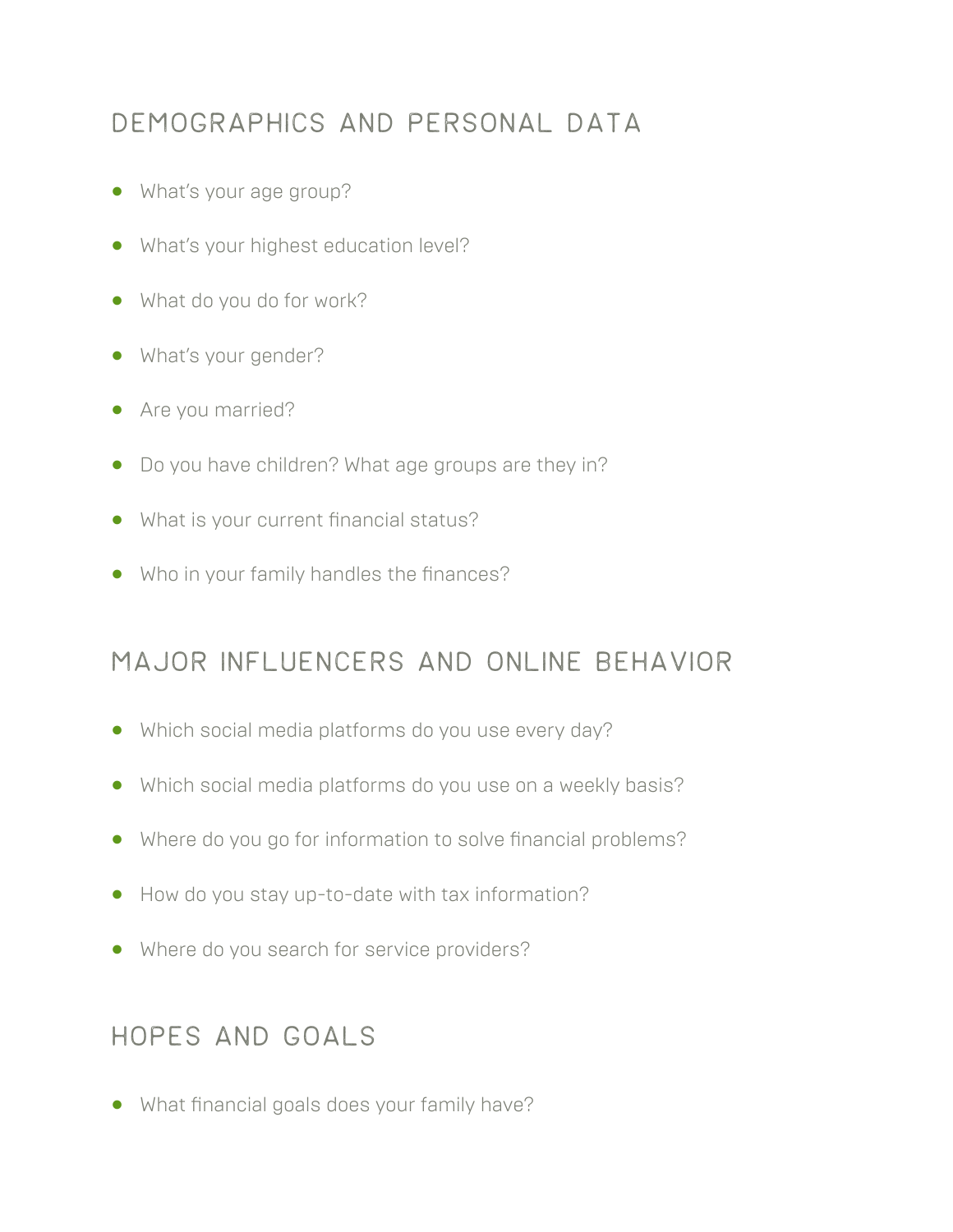## DEMOGRAPHICS AND PERSONAL DATA

- What's your age group?
- What's your highest education level?
- What do you do for work?
- What's your gender?
- Are you married?
- Do you have children? What age groups are they in?
- What is your current financial status?
- Who in your family handles the finances?

## MAJOR INFLUENCERS AND ONLINE BEHAVIOR

- Which social media platforms do you use every day?
- Which social media platforms do you use on a weekly basis?
- Where do you go for information to solve financial problems?
- How do you stay up-to-date with tax information?
- Where do you search for service providers?

## HOPES AND GOALS

- What financial goals does your family have?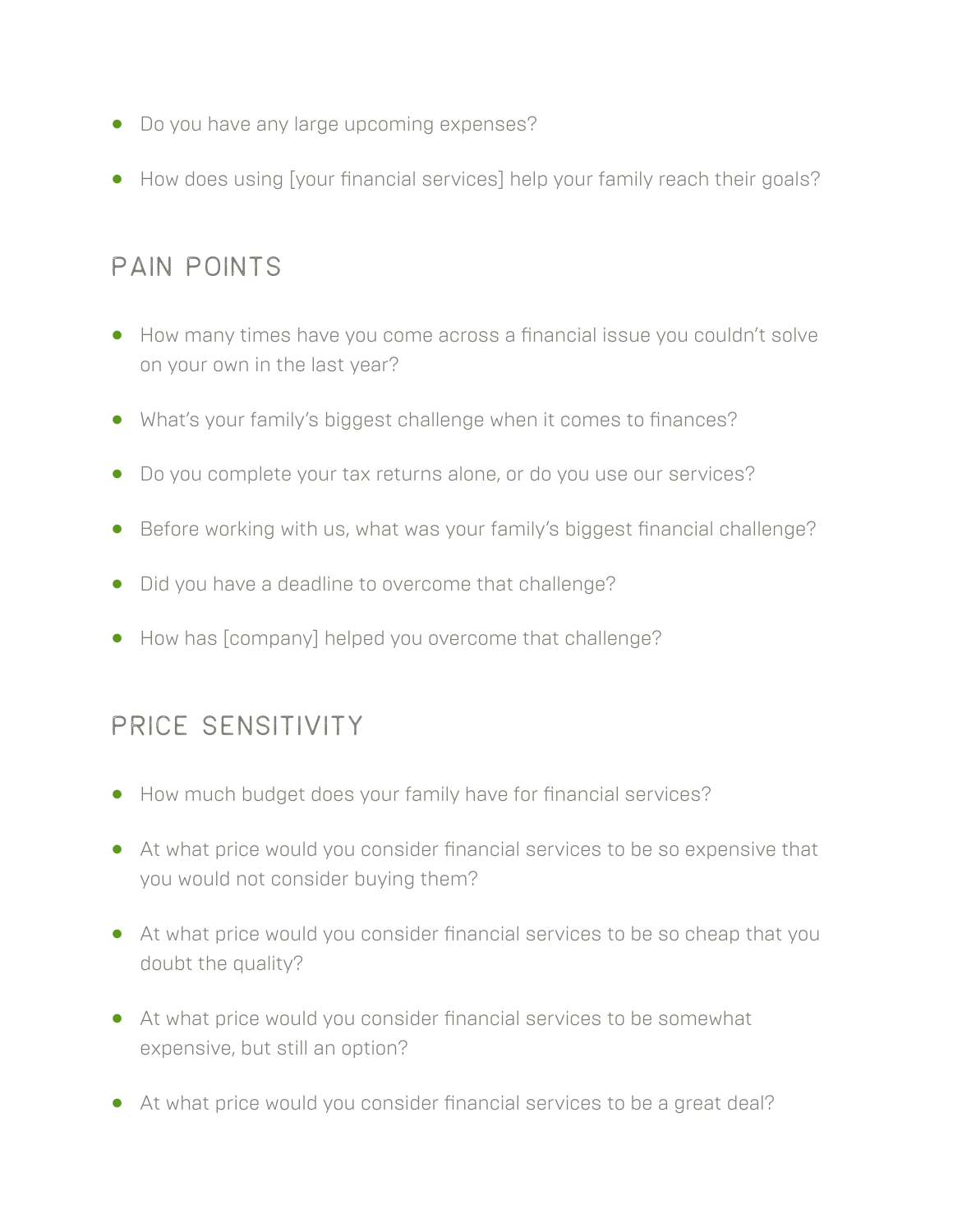- Do you have any large upcoming expenses?
- How does using [your financial services] help your family reach their goals?

## PAIN POINTS

- How many times have you come across a financial issue you couldn't solve on your own in the last year?
- What's your family's biggest challenge when it comes to finances?
- Do you complete your tax returns alone, or do you use our services?
- Before working with us, what was your family's biggest financial challenge?
- Did you have a deadline to overcome that challenge?
- How has [company] helped you overcome that challenge?

## PRICE SENSITIVITY

- How much budget does your family have for financial services?
- At what price would you consider financial services to be so expensive that you would not consider buying them?
- At what price would you consider financial services to be so cheap that you doubt the quality?
- At what price would you consider financial services to be somewhat expensive, but still an option?
- At what price would you consider financial services to be a great deal?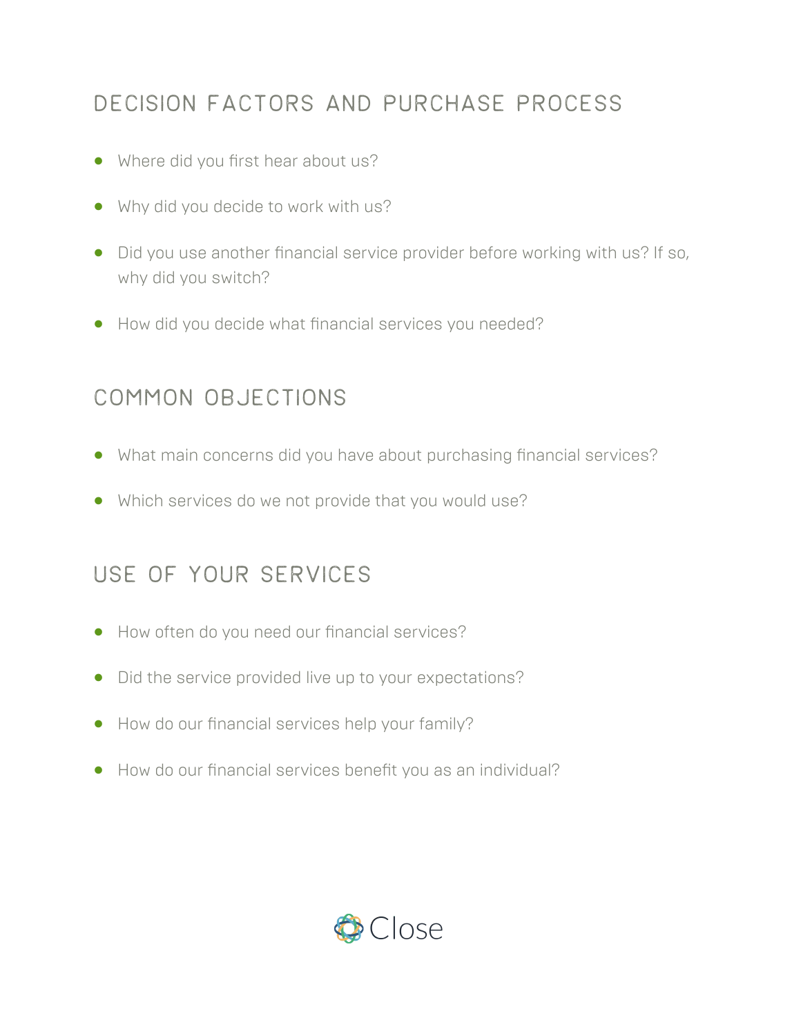## DECISION FACTORS AND PURCHASE PROCESS

- Where did you first hear about us?
- Why did you decide to work with us?
- Did you use another financial service provider before working with us? If so, why did you switch?
- How did you decide what financial services you needed?

## COMMON OBJECTIONS

- What main concerns did you have about purchasing financial services?
- Which services do we not provide that you would use?

## USE OF YOUR SERVICES

- How often do you need our financial services?
- Did the service provided live up to your expectations?
- How do our financial services help your family?
- How do our financial services benefit you as an individual?

Close